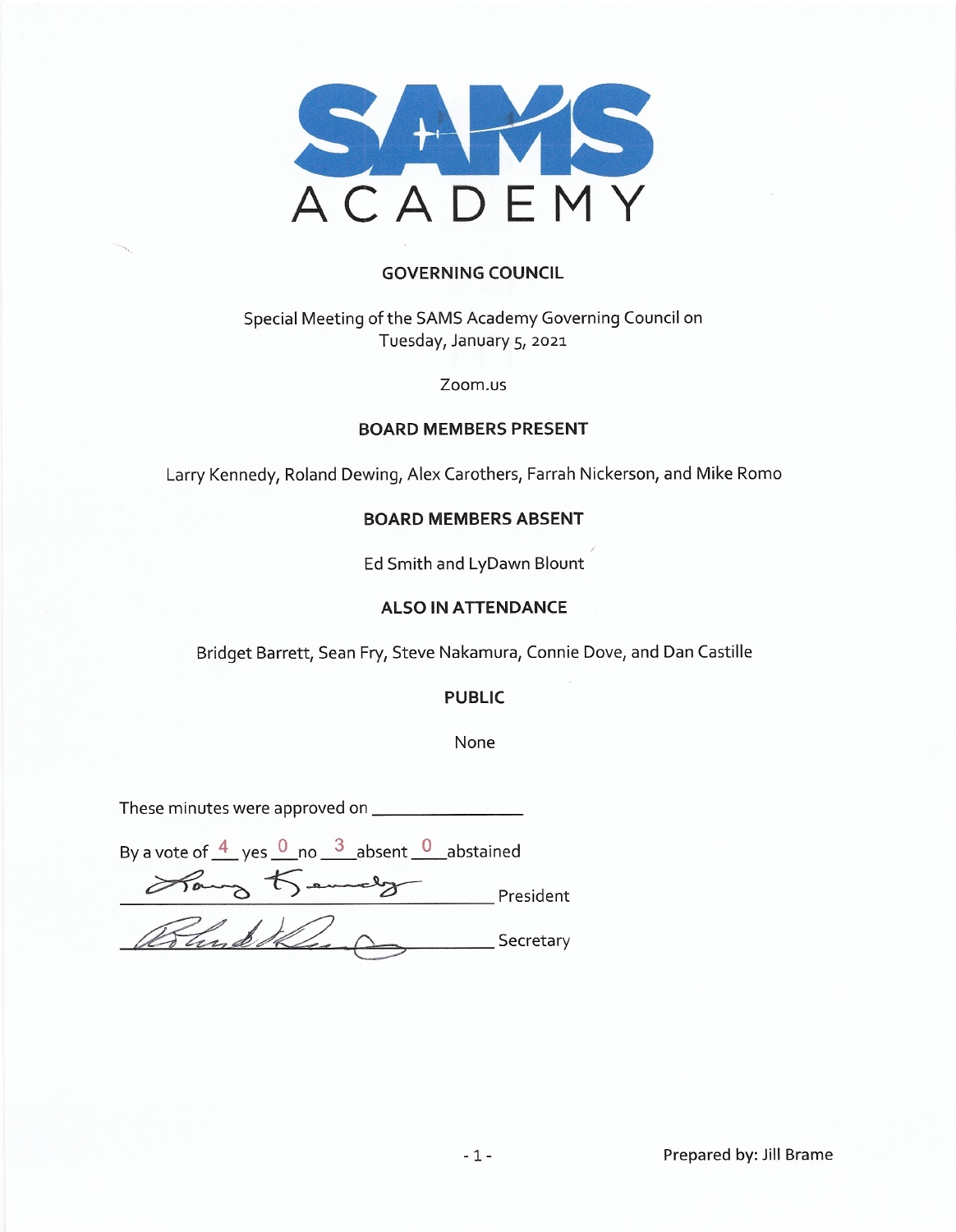# SAMS ACADEMY

## GOVERNING COUNCIL

Special Meeting of the SAMS Academy Governing Council on
Tuesday, January 5, 2021

Zoom.us

### BOARD MEMBERS PRESENT

Larry Kennedy, Roland Dewing, Alex Carothers, Farrah Nickerson, and Mike Romo

### BOARD MEMBERS ABSENT

Ed Smith and LyDawn Blount

### ALSO IN ATTENDANCE

Bridget Barrett, Sean Fry, Steve Nakamura, Connie Dove, and Dan Castille

### PUBLIC

None

These minutes were approved on ________________

By a vote of 4 yes 0 no 3 absent 0 abstained

_______________________ President

_______________________ Secretary

Prepared by: Jill Brame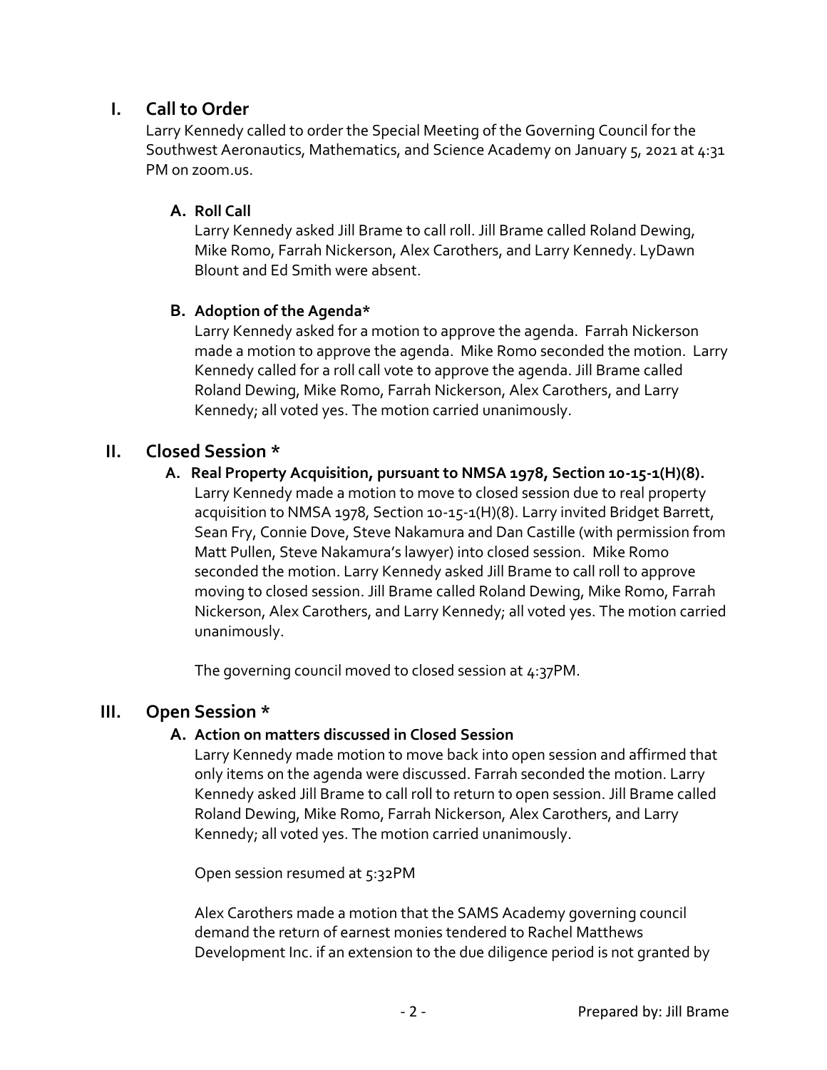## I. Call to Order

Larry Kennedy called to order the Special Meeting of the Governing Council for the Southwest Aeronautics, Mathematics, and Science Academy on January 5, 2021 at 4:31 PM on zoom.us.

### A. Roll Call

Larry Kennedy asked Jill Brame to call roll. Jill Brame called Roland Dewing, Mike Romo, Farrah Nickerson, Alex Carothers, and Larry Kennedy. LyDawn Blount and Ed Smith were absent.

### B. Adoption of the Agenda*

Larry Kennedy asked for a motion to approve the agenda. Farrah Nickerson made a motion to approve the agenda. Mike Romo seconded the motion. Larry Kennedy called for a roll call vote to approve the agenda. Jill Brame called Roland Dewing, Mike Romo, Farrah Nickerson, Alex Carothers, and Larry Kennedy; all voted yes. The motion carried unanimously.

## II. Closed Session *

### A. Real Property Acquisition, pursuant to NMSA 1978, Section 10-15-1(H)(8).

Larry Kennedy made a motion to move to closed session due to real property acquisition to NMSA 1978, Section 10-15-1(H)(8). Larry invited Bridget Barrett, Sean Fry, Connie Dove, Steve Nakamura and Dan Castille (with permission from Matt Pullen, Steve Nakamura's lawyer) into closed session. Mike Romo seconded the motion. Larry Kennedy asked Jill Brame to call roll to approve moving to closed session. Jill Brame called Roland Dewing, Mike Romo, Farrah Nickerson, Alex Carothers, and Larry Kennedy; all voted yes. The motion carried unanimously.

The governing council moved to closed session at 4:37PM.

## III. Open Session *

### A. Action on matters discussed in Closed Session

Larry Kennedy made motion to move back into open session and affirmed that only items on the agenda were discussed. Farrah seconded the motion. Larry Kennedy asked Jill Brame to call roll to return to open session. Jill Brame called Roland Dewing, Mike Romo, Farrah Nickerson, Alex Carothers, and Larry Kennedy; all voted yes. The motion carried unanimously.

Open session resumed at 5:32PM

Alex Carothers made a motion that the SAMS Academy governing council demand the return of earnest monies tendered to Rachel Matthews Development Inc. if an extension to the due diligence period is not granted by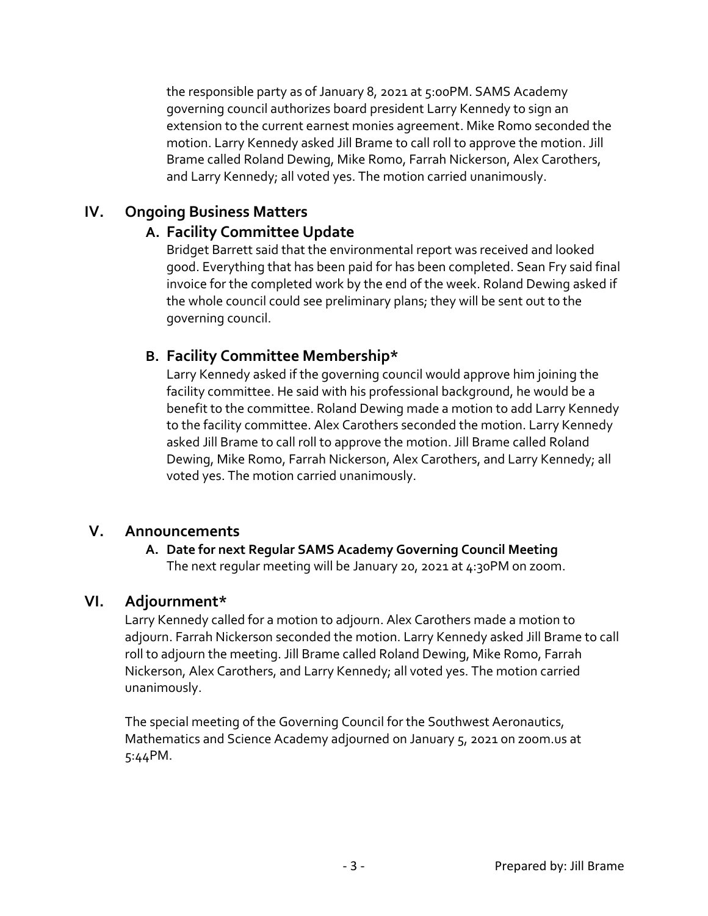the responsible party as of January 8, 2021 at 5:00PM. SAMS Academy governing council authorizes board president Larry Kennedy to sign an extension to the current earnest monies agreement. Mike Romo seconded the motion. Larry Kennedy asked Jill Brame to call roll to approve the motion. Jill Brame called Roland Dewing, Mike Romo, Farrah Nickerson, Alex Carothers, and Larry Kennedy; all voted yes. The motion carried unanimously.

## IV. Ongoing Business Matters

### A. Facility Committee Update

Bridget Barrett said that the environmental report was received and looked good. Everything that has been paid for has been completed. Sean Fry said final invoice for the completed work by the end of the week. Roland Dewing asked if the whole council could see preliminary plans; they will be sent out to the governing council.

### B. Facility Committee Membership*

Larry Kennedy asked if the governing council would approve him joining the facility committee. He said with his professional background, he would be a benefit to the committee. Roland Dewing made a motion to add Larry Kennedy to the facility committee. Alex Carothers seconded the motion. Larry Kennedy asked Jill Brame to call roll to approve the motion. Jill Brame called Roland Dewing, Mike Romo, Farrah Nickerson, Alex Carothers, and Larry Kennedy; all voted yes. The motion carried unanimously.

## V. Announcements

**A. Date for next Regular SAMS Academy Governing Council Meeting**

The next regular meeting will be January 20, 2021 at 4:30PM on zoom.

## VI. Adjournment*

Larry Kennedy called for a motion to adjourn. Alex Carothers made a motion to adjourn. Farrah Nickerson seconded the motion. Larry Kennedy asked Jill Brame to call roll to adjourn the meeting. Jill Brame called Roland Dewing, Mike Romo, Farrah Nickerson, Alex Carothers, and Larry Kennedy; all voted yes. The motion carried unanimously.

The special meeting of the Governing Council for the Southwest Aeronautics, Mathematics and Science Academy adjourned on January 5, 2021 on zoom.us at 5:44PM.

Prepared by: Jill Brame